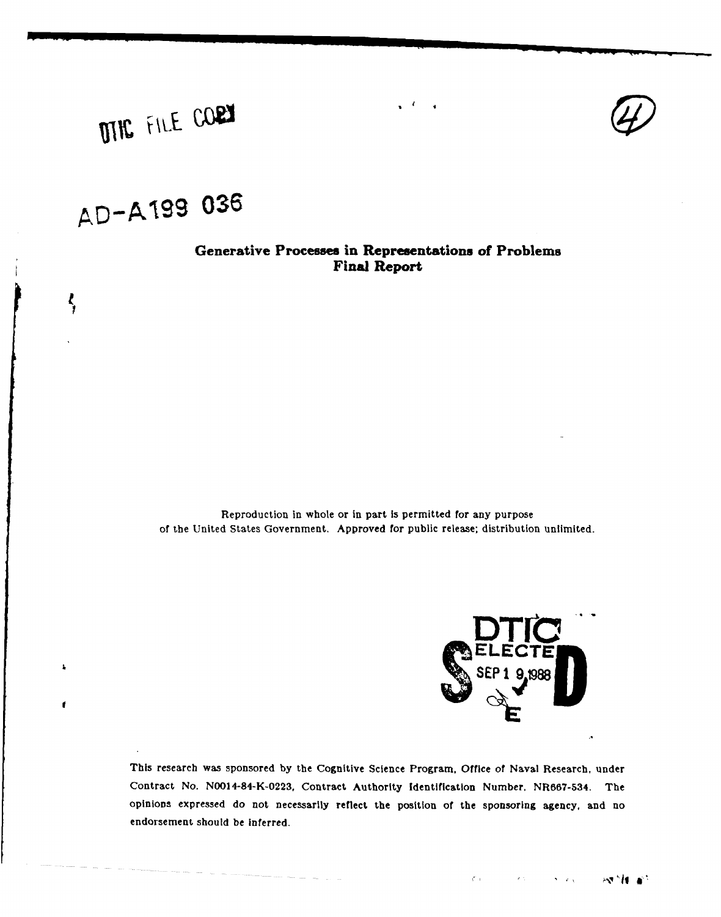DTIC FILE COPY

AD-A199 036

# Generative Processes in Representations of Problems Final Report

Reproduction in whole or in part is permitted for any purpose of the United States Government. Approved for public release; distribution unlimited.

DTIC ELECTE SEP 1 9 1988 S E D

This research was sponsored by the Cognitive Science Program, Office of Naval Research, under Contract No. N0014-84-K-0223, Contract Authority Identification Number, NR667-534. The opinions expressed do not necessarily reflect the position of the sponsoring agency, and no endorsement should be inferred.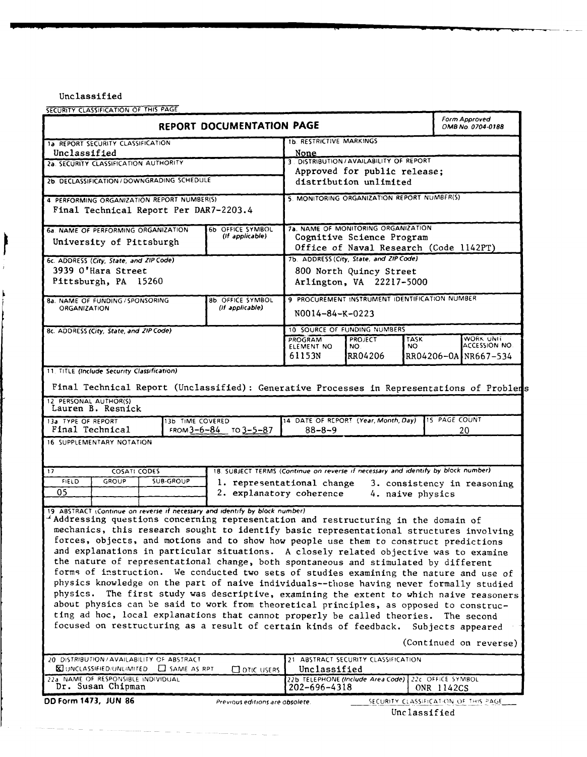Unclassified

SECURITY CLASSIFICATION OF THIS PAGE

# REPORT DOCUMENTATION PAGE

Form Approved
OMB No. 0704-0188

| Field | Content |
|---|---|
| 1a. REPORT SECURITY CLASSIFICATION | Unclassified |
| 1b. RESTRICTIVE MARKINGS | None |
| 2a. SECURITY CLASSIFICATION AUTHORITY | |
| 2b. DECLASSIFICATION / DOWNGRADING SCHEDULE | |
| 3. DISTRIBUTION / AVAILABILITY OF REPORT | Approved for public release; distribution unlimited |
| 4. PERFORMING ORGANIZATION REPORT NUMBER(S) | Final Technical Report Per DAR7-2203.4 |
| 5. MONITORING ORGANIZATION REPORT NUMBER(S) | |
| 6a. NAME OF PERFORMING ORGANIZATION | University of Pittsburgh |
| 6b. OFFICE SYMBOL (If applicable) | |
| 7a. NAME OF MONITORING ORGANIZATION | Cognitive Science Program, Office of Naval Research (Code 1142PT) |
| 6c. ADDRESS (City, State, and ZIP Code) | 3939 O'Hara Street, Pittsburgh, PA 15260 |
| 7b. ADDRESS (City, State, and ZIP Code) | 800 North Quincy Street, Arlington, VA 22217-5000 |
| 8a. NAME OF FUNDING / SPONSORING ORGANIZATION | |
| 8b. OFFICE SYMBOL (If applicable) | |
| 9. PROCUREMENT INSTRUMENT IDENTIFICATION NUMBER | N0014-84-K-0223 |
| 8c. ADDRESS (City, State, and ZIP Code) | |

10. SOURCE OF FUNDING NUMBERS

| PROGRAM ELEMENT NO. | PROJECT NO. | TASK NO. | WORK UNIT ACCESSION NO. |
|---|---|---|---|
| 61153N | RR04206 | RR04206-0A | NR667-534 |

11. TITLE (Include Security Classification)

Final Technical Report (Unclassified): Generative Processes in Representations of Problems

12. PERSONAL AUTHOR(S)
Lauren B. Resnick

| 13a. TYPE OF REPORT | 13b. TIME COVERED | 14. DATE OF REPORT (Year, Month, Day) | 15. PAGE COUNT |
|---|---|---|---|
| Final Technical | FROM 3-6-84 TO 3-5-87 | 88-8-9 | 20 |

16. SUPPLEMENTARY NOTATION

17. COSATI CODES

| FIELD | GROUP | SUB-GROUP |
|---|---|---|
| 05 | | |

18. SUBJECT TERMS (Continue on reverse if necessary and identify by block number)
1. representational change 2. explanatory coherence 3. consistency in reasoning 4. naive physics

19. ABSTRACT (Continue on reverse if necessary and identify by block number)

Addressing questions concerning representation and restructuring in the domain of mechanics, this research sought to identify basic representational structures involving forces, objects, and motions and to show how people use them to construct predictions and explanations in particular situations. A closely related objective was to examine the nature of representational change, both spontaneous and stimulated by different forms of instruction. We conducted two sets of studies examining the nature and use of physics knowledge on the part of naive individuals--those having never formally studied physics. The first study was descriptive, examining the extent to which naive reasoners about physics can be said to work from theoretical principles, as opposed to constructing ad hoc, local explanations that cannot properly be called theories. The second focused on restructuring as a result of certain kinds of feedback. Subjects appeared

(Continued on reverse)

| 20. DISTRIBUTION / AVAILABILITY OF ABSTRACT | 21. ABSTRACT SECURITY CLASSIFICATION |
|---|---|
| ☒ UNCLASSIFIED/UNLIMITED ☐ SAME AS RPT ☐ DTIC USERS | Unclassified |

| 22a. NAME OF RESPONSIBLE INDIVIDUAL | 22b. TELEPHONE (Include Area Code) | 22c. OFFICE SYMBOL |
|---|---|---|
| Dr. Susan Chipman | 202-696-4318 | ONR 1142CS |

DD Form 1473, JUN 86 — Previous editions are obsolete. — SECURITY CLASSIFICATION OF THIS PAGE

Unclassified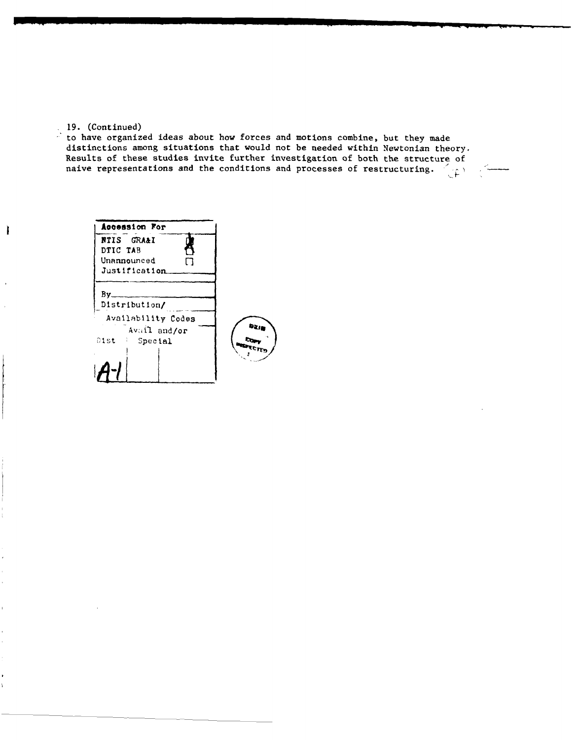19. (Continued)

to have organized ideas about how forces and motions combine, but they made distinctions among situations that would not be needed within Newtonian theory. Results of these studies invite further investigation of both the structure of naive representations and the conditions and processes of restructuring.

| Accession For | |
|---|---|
| NTIS GRA&I | X |
| DTIC TAB | ☐ |
| Unannounced | ☐ |
| Justification | |
| By | |
| Distribution/ | |
| Availability Codes | |
| Dist | Avail and/or Special |
| A-1 | |

DTIC COPY INSPECTED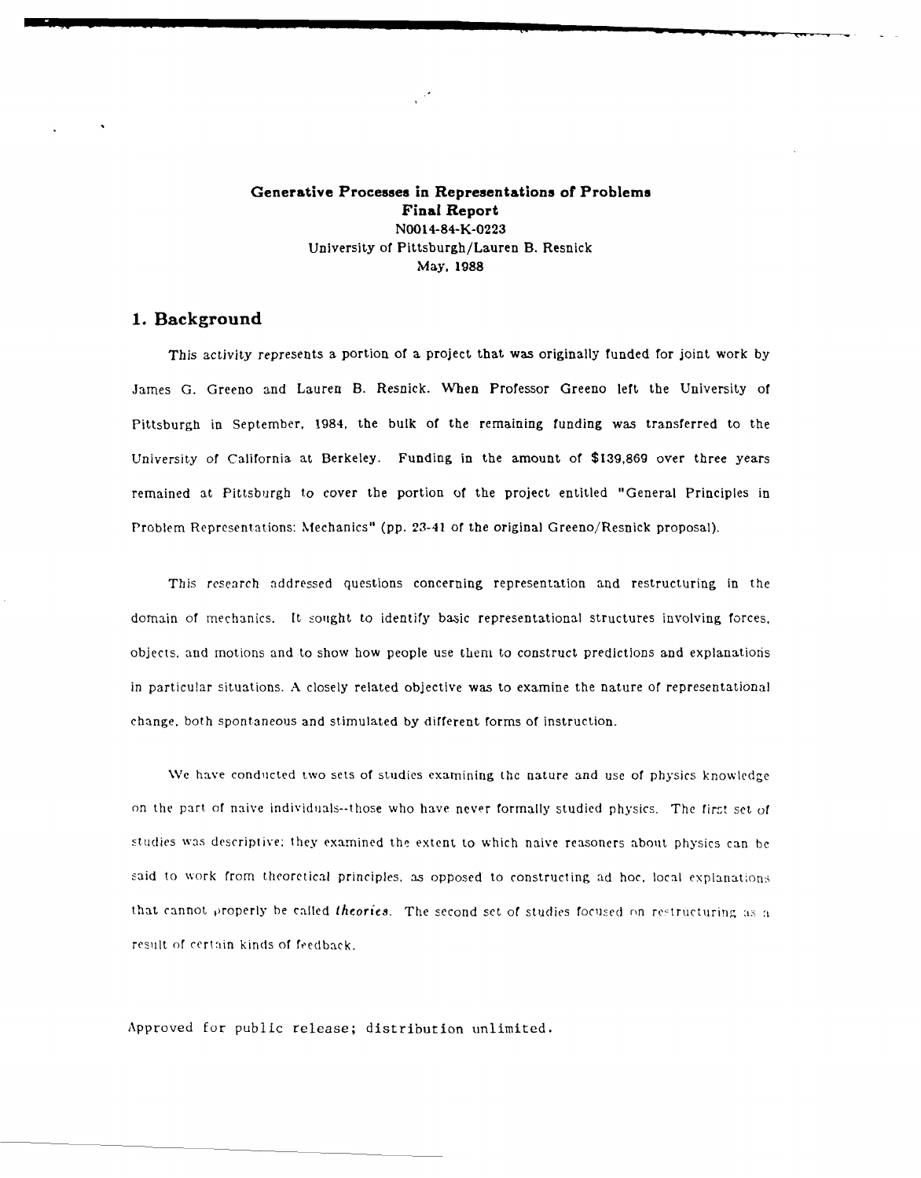**Generative Processes in Representations of Problems**
**Final Report**
N0014-84-K-0223
University of Pittsburgh/Lauren B. Resnick
May, 1988

## 1. Background

This activity represents a portion of a project that was originally funded for joint work by James G. Greeno and Lauren B. Resnick. When Professor Greeno left the University of Pittsburgh in September, 1984, the bulk of the remaining funding was transferred to the University of California at Berkeley. Funding in the amount of $139,869 over three years remained at Pittsburgh to cover the portion of the project entitled "General Principles in Problem Representations: Mechanics" (pp. 23-41 of the original Greeno/Resnick proposal).

This research addressed questions concerning representation and restructuring in the domain of mechanics. It sought to identify basic representational structures involving forces, objects, and motions and to show how people use them to construct predictions and explanations in particular situations. A closely related objective was to examine the nature of representational change, both spontaneous and stimulated by different forms of instruction.

We have conducted two sets of studies examining the nature and use of physics knowledge on the part of naive individuals--those who have never formally studied physics. The first set of studies was descriptive; they examined the extent to which naive reasoners about physics can be said to work from theoretical principles, as opposed to constructing ad hoc, local explanations that cannot properly be called *theories*. The second set of studies focused on restructuring as a result of certain kinds of feedback.

Approved for public release; distribution unlimited.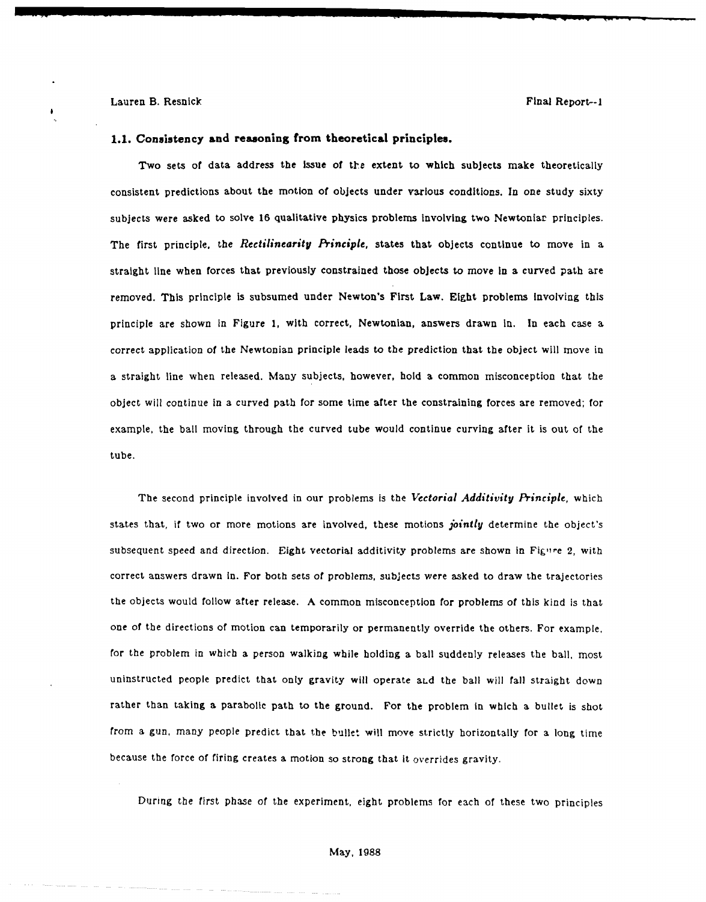### 1.1. Consistency and reasoning from theoretical principles.

Two sets of data address the issue of the extent to which subjects make theoretically consistent predictions about the motion of objects under various conditions. In one study sixty subjects were asked to solve 16 qualitative physics problems involving two Newtonian principles. The first principle, the *Rectilinearity Principle*, states that objects continue to move in a straight line when forces that previously constrained those objects to move in a curved path are removed. This principle is subsumed under Newton's First Law. Eight problems involving this principle are shown in Figure 1, with correct, Newtonian, answers drawn in. In each case a correct application of the Newtonian principle leads to the prediction that the object will move in a straight line when released. Many subjects, however, hold a common misconception that the object will continue in a curved path for some time after the constraining forces are removed; for example, the ball moving through the curved tube would continue curving after it is out of the tube.

The second principle involved in our problems is the *Vectorial Additivity Principle*, which states that, if two or more motions are involved, these motions *jointly* determine the object's subsequent speed and direction. Eight vectorial additivity problems are shown in Figure 2, with correct answers drawn in. For both sets of problems, subjects were asked to draw the trajectories the objects would follow after release. A common misconception for problems of this kind is that one of the directions of motion can temporarily or permanently override the others. For example, for the problem in which a person walking while holding a ball suddenly releases the ball, most uninstructed people predict that only gravity will operate and the ball will fall straight down rather than taking a parabolic path to the ground. For the problem in which a bullet is shot from a gun, many people predict that the bullet will move strictly horizontally for a long time because the force of firing creates a motion so strong that it overrides gravity.

During the first phase of the experiment, eight problems for each of these two principles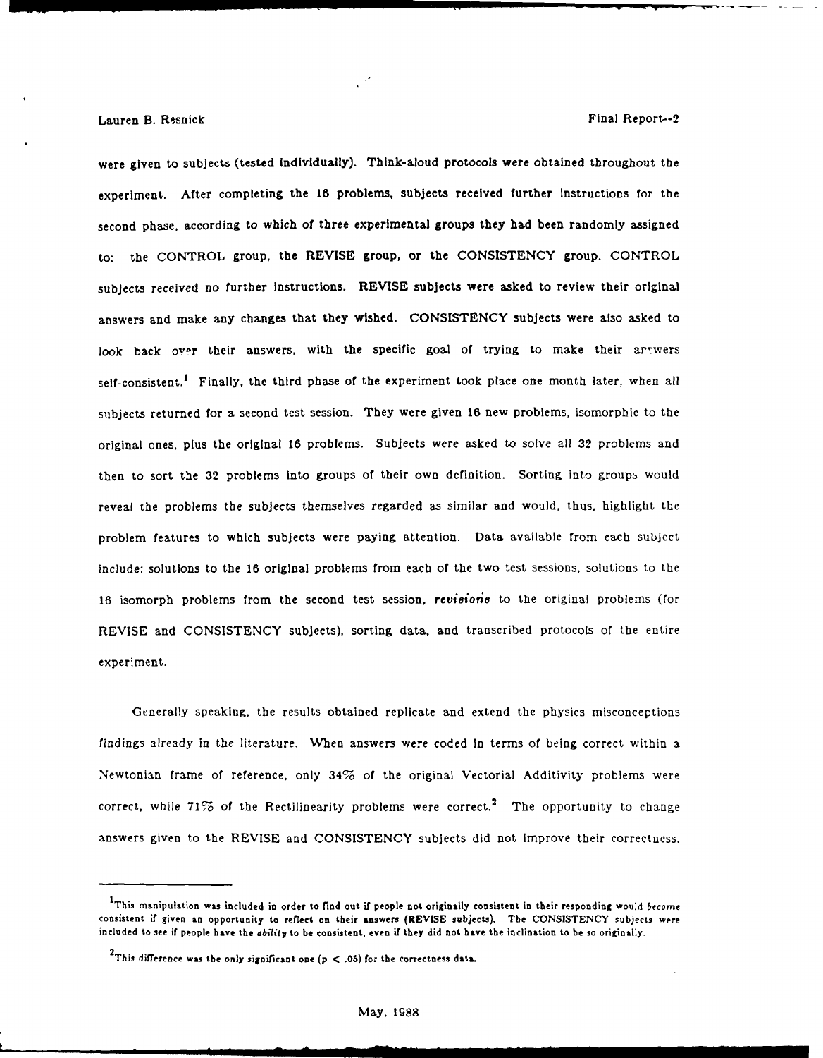were given to subjects (tested individually). Think-aloud protocols were obtained throughout the experiment. After completing the 16 problems, subjects received further instructions for the second phase, according to which of three experimental groups they had been randomly assigned to: the CONTROL group, the REVISE group, or the CONSISTENCY group. CONTROL subjects received no further instructions. REVISE subjects were asked to review their original answers and make any changes that they wished. CONSISTENCY subjects were also asked to look back over their answers, with the specific goal of trying to make their answers self-consistent.[1] Finally, the third phase of the experiment took place one month later, when all subjects returned for a second test session. They were given 16 new problems, isomorphic to the original ones, plus the original 16 problems. Subjects were asked to solve all 32 problems and then to sort the 32 problems into groups of their own definition. Sorting into groups would reveal the problems the subjects themselves regarded as similar and would, thus, highlight the problem features to which subjects were paying attention. Data available from each subject include: solutions to the 16 original problems from each of the two test sessions, solutions to the 16 isomorph problems from the second test session, *revisions* to the original problems (for REVISE and CONSISTENCY subjects), sorting data, and transcribed protocols of the entire experiment.

Generally speaking, the results obtained replicate and extend the physics misconceptions findings already in the literature. When answers were coded in terms of being correct within a Newtonian frame of reference, only 34% of the original Vectorial Additivity problems were correct, while 71% of the Rectilinearity problems were correct.[2] The opportunity to change answers given to the REVISE and CONSISTENCY subjects did not improve their correctness.

---

[1] This manipulation was included in order to find out if people not originally consistent in their responding would *become* consistent if given an opportunity to reflect on their answers (REVISE subjects). The CONSISTENCY subjects were included to see if people have the *ability* to be consistent, even if they did not have the inclination to be so originally.

[2] This difference was the only significant one ($p < .05$) for the correctness data.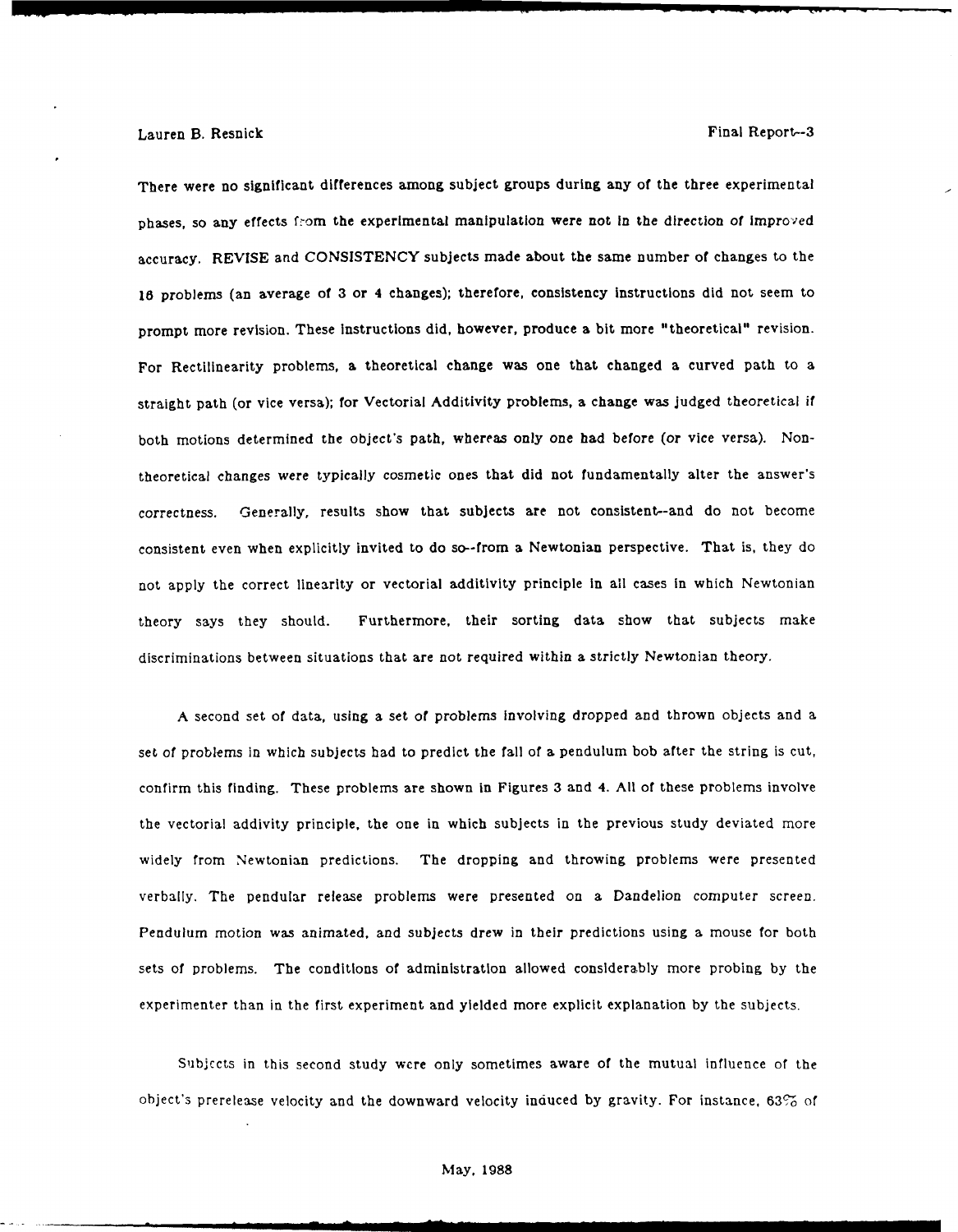There were no significant differences among subject groups during any of the three experimental phases, so any effects from the experimental manipulation were not in the direction of improved accuracy. REVISE and CONSISTENCY subjects made about the same number of changes to the 16 problems (an average of 3 or 4 changes); therefore, consistency instructions did not seem to prompt more revision. These instructions did, however, produce a bit more "theoretical" revision. For Rectilinearity problems, a theoretical change was one that changed a curved path to a straight path (or vice versa); for Vectorial Additivity problems, a change was judged theoretical if both motions determined the object's path, whereas only one had before (or vice versa). Non-theoretical changes were typically cosmetic ones that did not fundamentally alter the answer's correctness. Generally, results show that subjects are not consistent--and do not become consistent even when explicitly invited to do so--from a Newtonian perspective. That is, they do not apply the correct linearity or vectorial additivity principle in all cases in which Newtonian theory says they should. Furthermore, their sorting data show that subjects make discriminations between situations that are not required within a strictly Newtonian theory.

A second set of data, using a set of problems involving dropped and thrown objects and a set of problems in which subjects had to predict the fall of a pendulum bob after the string is cut, confirm this finding. These problems are shown in Figures 3 and 4. All of these problems involve the vectorial addivity principle, the one in which subjects in the previous study deviated more widely from Newtonian predictions. The dropping and throwing problems were presented verbally. The pendular release problems were presented on a Dandelion computer screen. Pendulum motion was animated, and subjects drew in their predictions using a mouse for both sets of problems. The conditions of administration allowed considerably more probing by the experimenter than in the first experiment and yielded more explicit explanation by the subjects.

Subjects in this second study were only sometimes aware of the mutual influence of the object's prerelease velocity and the downward velocity induced by gravity. For instance, 63% of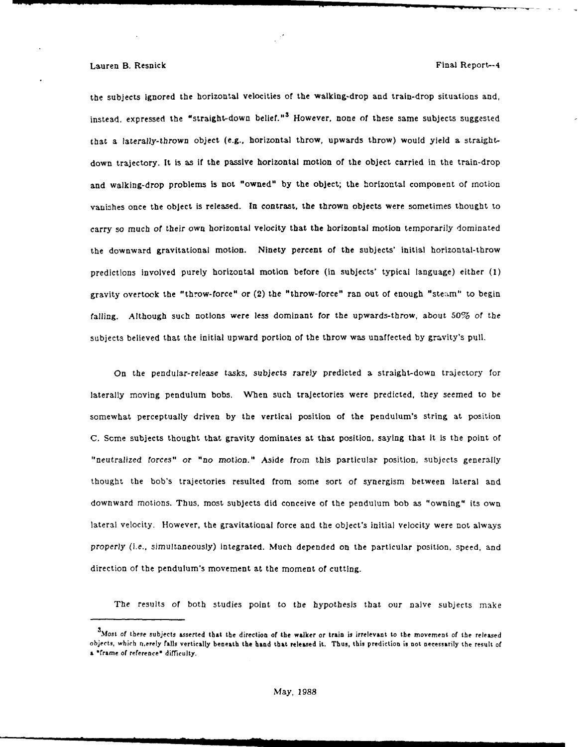the subjects ignored the horizontal velocities of the walking-drop and train-drop situations and, instead, expressed the "straight-down belief."[3] However, none of these same subjects suggested that a laterally-thrown object (e.g., horizontal throw, upwards throw) would yield a straight-down trajectory. It is as if the passive horizontal motion of the object carried in the train-drop and walking-drop problems is not "owned" by the object; the horizontal component of motion vanishes once the object is released. In contrast, the thrown objects were sometimes thought to carry so much of their own horizontal velocity that the horizontal motion temporarily dominated the downward gravitational motion. Ninety percent of the subjects' initial horizontal-throw predictions involved purely horizontal motion before (in subjects' typical language) either (1) gravity overtook the "throw-force" or (2) the "throw-force" ran out of enough "steam" to begin falling. Although such notions were less dominant for the upwards-throw, about 50% of the subjects believed that the initial upward portion of the throw was unaffected by gravity's pull.

On the pendular-release tasks, subjects rarely predicted a straight-down trajectory for laterally moving pendulum bobs. When such trajectories were predicted, they seemed to be somewhat perceptually driven by the vertical position of the pendulum's string at position C. Some subjects thought that gravity dominates at that position, saying that it is the point of "neutralized forces" or "no motion." Aside from this particular position, subjects generally thought the bob's trajectories resulted from some sort of synergism between lateral and downward motions. Thus, most subjects did conceive of the pendulum bob as "owning" its own lateral velocity. However, the gravitational force and the object's initial velocity were not always properly (i.e., simultaneously) integrated. Much depended on the particular position, speed, and direction of the pendulum's movement at the moment of cutting.

The results of both studies point to the hypothesis that our naive subjects make

[3] Most of these subjects asserted that the direction of the walker or train is irrelevant to the movement of the released objects, which merely falls vertically beneath the hand that released it. Thus, this prediction is not necessarily the result of a "frame of reference" difficulty.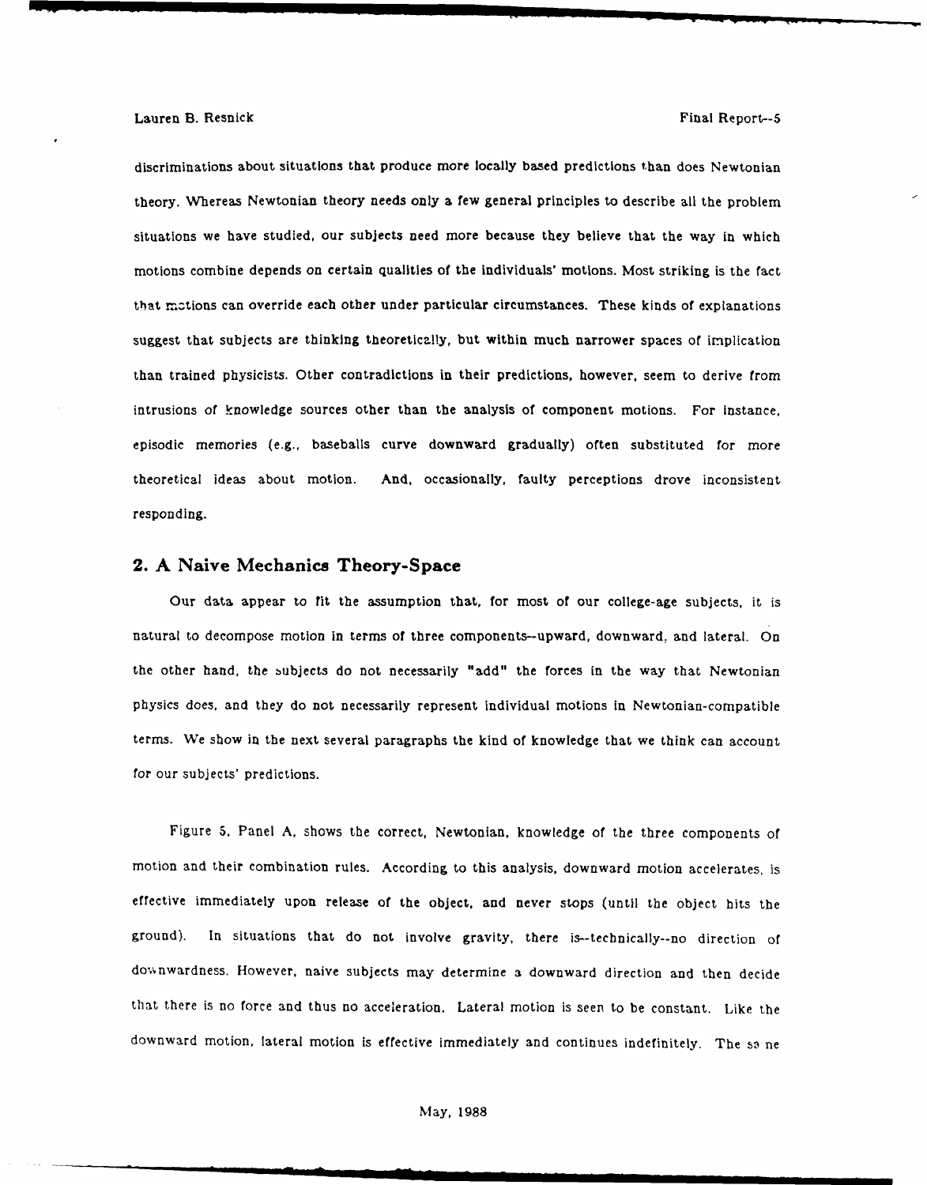discriminations about situations that produce more locally based predictions than does Newtonian theory. Whereas Newtonian theory needs only a few general principles to describe all the problem situations we have studied, our subjects need more because they believe that the way in which motions combine depends on certain qualities of the individuals' motions. Most striking is the fact that motions can override each other under particular circumstances. These kinds of explanations suggest that subjects are thinking theoretically, but within much narrower spaces of implication than trained physicists. Other contradictions in their predictions, however, seem to derive from intrusions of knowledge sources other than the analysis of component motions. For instance, episodic memories (e.g., baseballs curve downward gradually) often substituted for more theoretical ideas about motion. And, occasionally, faulty perceptions drove inconsistent responding.

## 2. A Naive Mechanics Theory-Space

Our data appear to fit the assumption that, for most of our college-age subjects, it is natural to decompose motion in terms of three components--upward, downward, and lateral. On the other hand, the subjects do not necessarily "add" the forces in the way that Newtonian physics does, and they do not necessarily represent individual motions in Newtonian-compatible terms. We show in the next several paragraphs the kind of knowledge that we think can account for our subjects' predictions.

Figure 5, Panel A, shows the correct, Newtonian, knowledge of the three components of motion and their combination rules. According to this analysis, downward motion accelerates, is effective immediately upon release of the object, and never stops (until the object hits the ground). In situations that do not involve gravity, there is--technically--no direction of downwardness. However, naive subjects may determine a downward direction and then decide that there is no force and thus no acceleration. Lateral motion is seen to be constant. Like the downward motion, lateral motion is effective immediately and continues indefinitely. The same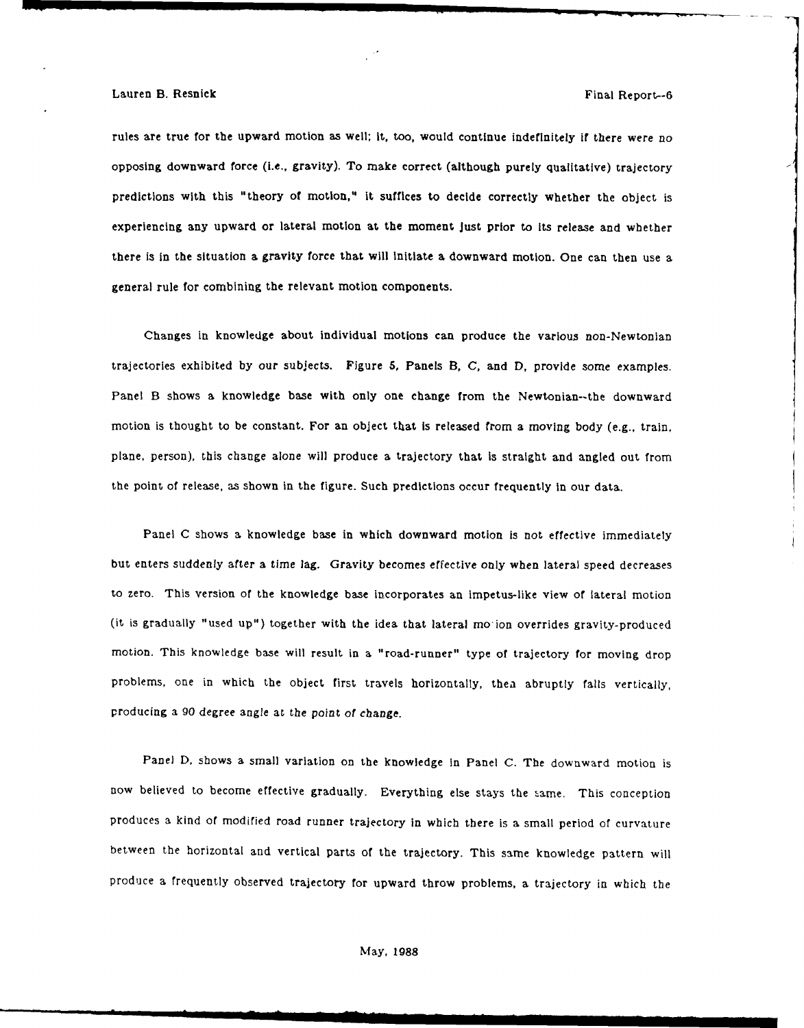rules are true for the upward motion as well; it, too, would continue indefinitely if there were no opposing downward force (i.e., gravity). To make correct (although purely qualitative) trajectory predictions with this "theory of motion," it suffices to decide correctly whether the object is experiencing any upward or lateral motion at the moment just prior to its release and whether there is in the situation a gravity force that will initiate a downward motion. One can then use a general rule for combining the relevant motion components.

Changes in knowledge about individual motions can produce the various non-Newtonian trajectories exhibited by our subjects. Figure 5, Panels B, C, and D, provide some examples. Panel B shows a knowledge base with only one change from the Newtonian--the downward motion is thought to be constant. For an object that is released from a moving body (e.g., train, plane, person), this change alone will produce a trajectory that is straight and angled out from the point of release, as shown in the figure. Such predictions occur frequently in our data.

Panel C shows a knowledge base in which downward motion is not effective immediately but enters suddenly after a time lag. Gravity becomes effective only when lateral speed decreases to zero. This version of the knowledge base incorporates an impetus-like view of lateral motion (it is gradually "used up") together with the idea that lateral motion overrides gravity-produced motion. This knowledge base will result in a "road-runner" type of trajectory for moving drop problems, one in which the object first travels horizontally, then abruptly falls vertically, producing a 90 degree angle at the point of change.

Panel D, shows a small variation on the knowledge in Panel C. The downward motion is now believed to become effective gradually. Everything else stays the same. This conception produces a kind of modified road runner trajectory in which there is a small period of curvature between the horizontal and vertical parts of the trajectory. This same knowledge pattern will produce a frequently observed trajectory for upward throw problems, a trajectory in which the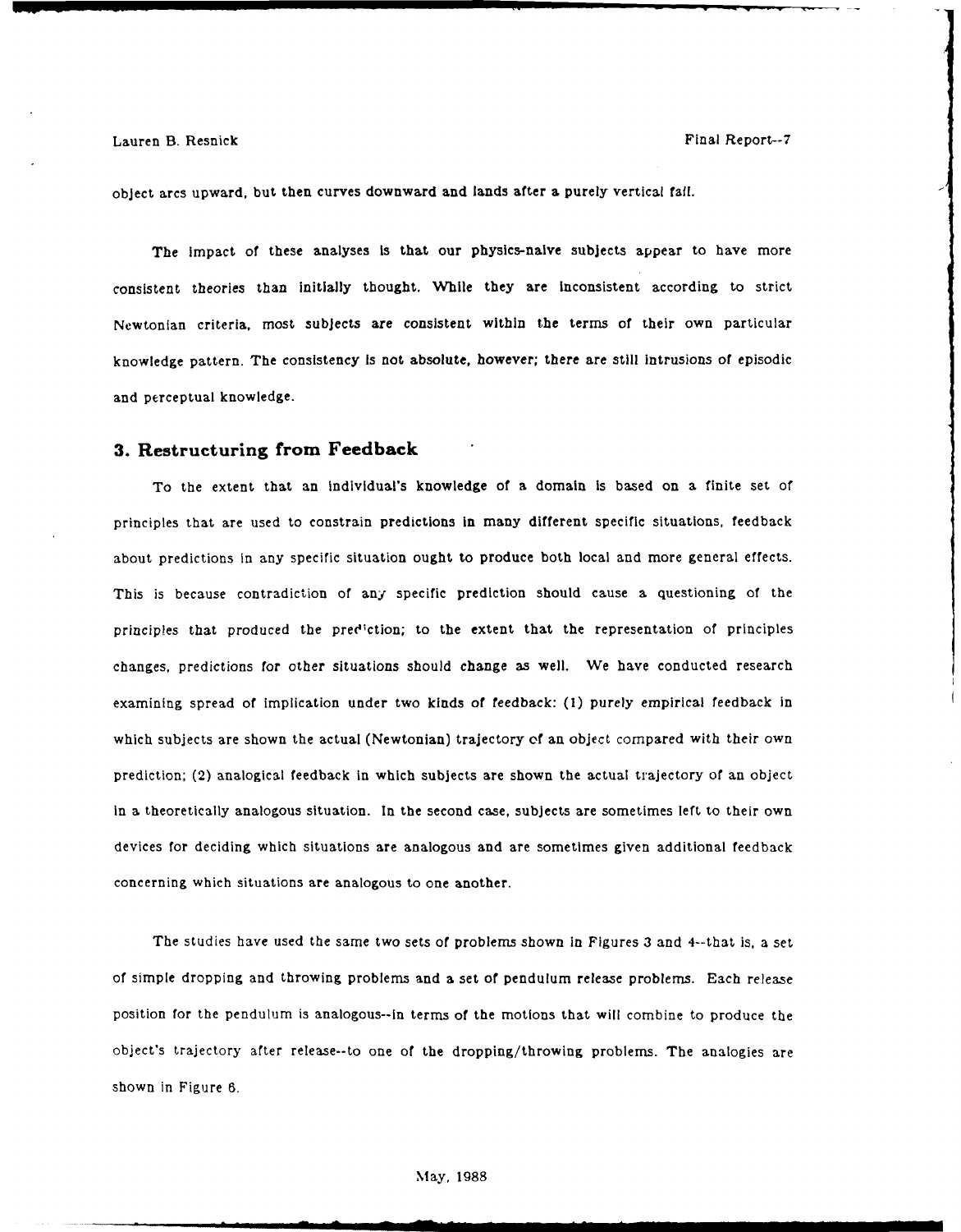object arcs upward, but then curves downward and lands after a purely vertical fall.

The impact of these analyses is that our physics-naive subjects appear to have more consistent theories than initially thought. While they are inconsistent according to strict Newtonian criteria, most subjects are consistent within the terms of their own particular knowledge pattern. The consistency is not absolute, however; there are still intrusions of episodic and perceptual knowledge.

## 3. Restructuring from Feedback

To the extent that an individual's knowledge of a domain is based on a finite set of principles that are used to constrain predictions in many different specific situations, feedback about predictions in any specific situation ought to produce both local and more general effects. This is because contradiction of any specific prediction should cause a questioning of the principles that produced the prediction; to the extent that the representation of principles changes, predictions for other situations should change as well. We have conducted research examining spread of implication under two kinds of feedback: (1) purely empirical feedback in which subjects are shown the actual (Newtonian) trajectory of an object compared with their own prediction; (2) analogical feedback in which subjects are shown the actual trajectory of an object in a theoretically analogous situation. In the second case, subjects are sometimes left to their own devices for deciding which situations are analogous and are sometimes given additional feedback concerning which situations are analogous to one another.

The studies have used the same two sets of problems shown in Figures 3 and 4--that is, a set of simple dropping and throwing problems and a set of pendulum release problems. Each release position for the pendulum is analogous--in terms of the motions that will combine to produce the object's trajectory after release--to one of the dropping/throwing problems. The analogies are shown in Figure 6.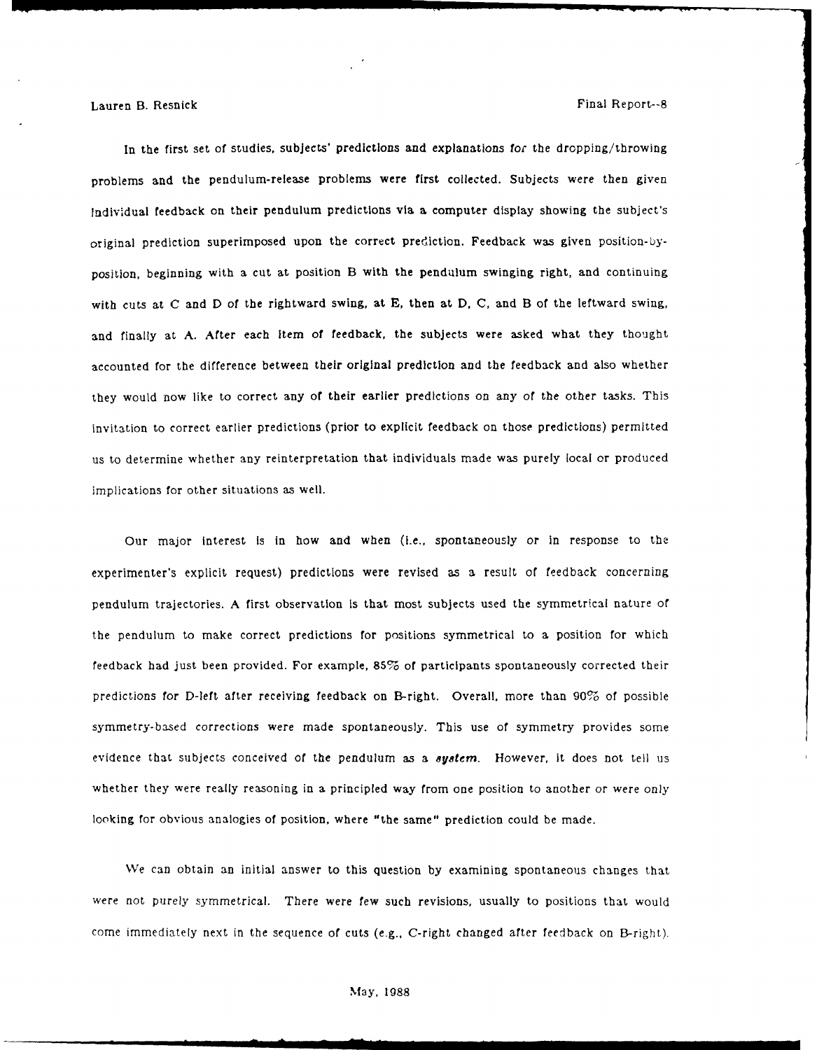In the first set of studies, subjects' predictions and explanations for the dropping/throwing problems and the pendulum-release problems were first collected. Subjects were then given individual feedback on their pendulum predictions via a computer display showing the subject's original prediction superimposed upon the correct prediction. Feedback was given position-by-position, beginning with a cut at position B with the pendulum swinging right, and continuing with cuts at C and D of the rightward swing, at E, then at D, C, and B of the leftward swing, and finally at A. After each item of feedback, the subjects were asked what they thought accounted for the difference between their original prediction and the feedback and also whether they would now like to correct any of their earlier predictions on any of the other tasks. This invitation to correct earlier predictions (prior to explicit feedback on those predictions) permitted us to determine whether any reinterpretation that individuals made was purely local or produced implications for other situations as well.

Our major interest is in how and when (i.e., spontaneously or in response to the experimenter's explicit request) predictions were revised as a result of feedback concerning pendulum trajectories. A first observation is that most subjects used the symmetrical nature of the pendulum to make correct predictions for positions symmetrical to a position for which feedback had just been provided. For example, 85% of participants spontaneously corrected their predictions for D-left after receiving feedback on B-right. Overall, more than 90% of possible symmetry-based corrections were made spontaneously. This use of symmetry provides some evidence that subjects conceived of the pendulum as a ***system***. However, it does not tell us whether they were really reasoning in a principled way from one position to another or were only looking for obvious analogies of position, where "the same" prediction could be made.

We can obtain an initial answer to this question by examining spontaneous changes that were not purely symmetrical. There were few such revisions, usually to positions that would come immediately next in the sequence of cuts (e.g., C-right changed after feedback on B-right).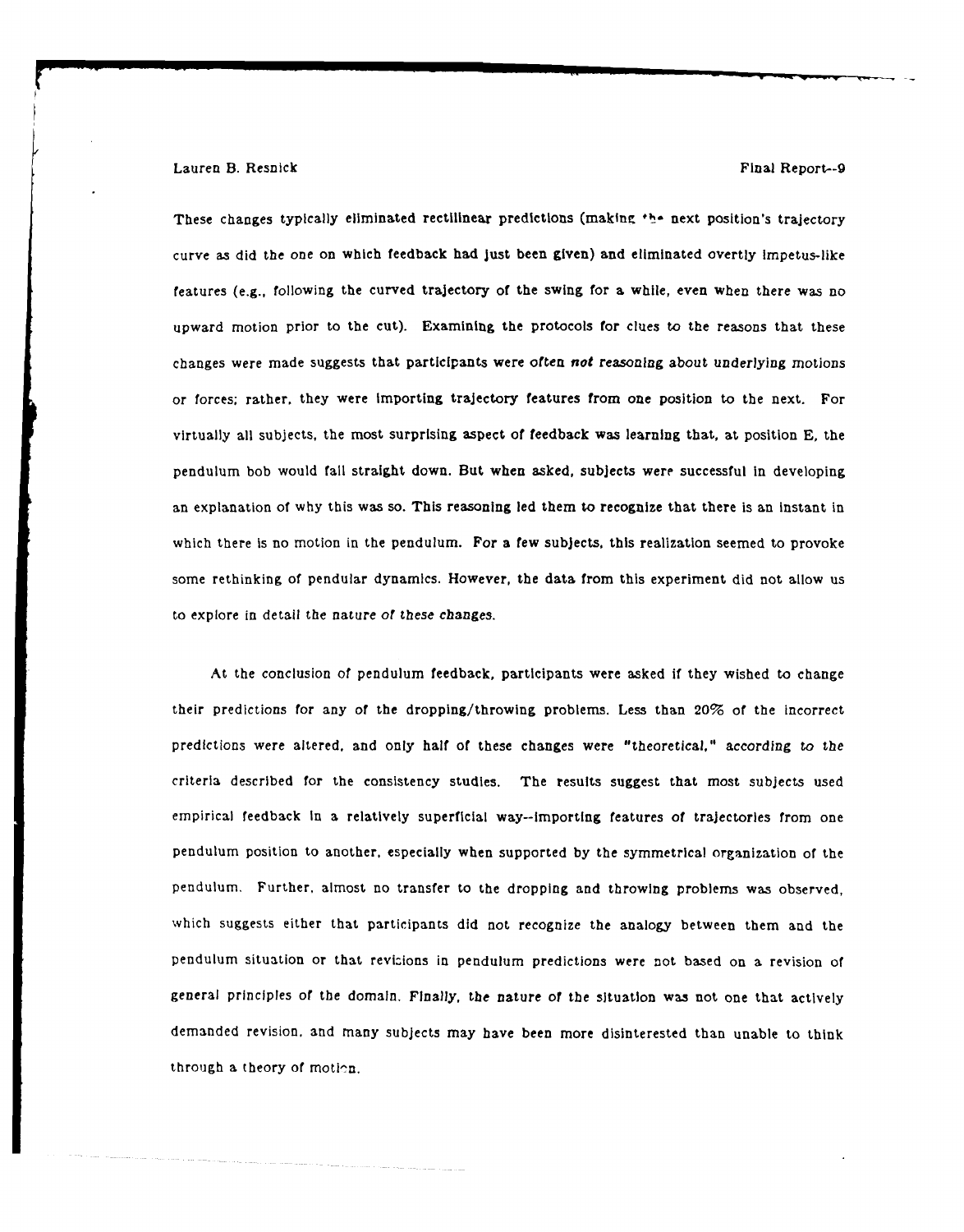These changes typically eliminated rectilinear predictions (making the next position's trajectory curve as did the one on which feedback had just been given) and eliminated overtly impetus-like features (e.g., following the curved trajectory of the swing for a while, even when there was no upward motion prior to the cut). Examining the protocols for clues to the reasons that these changes were made suggests that participants were *often **not** reasoning* about underlying motions or forces; rather, they were importing trajectory features from one position to the next. For virtually all subjects, the most surprising aspect of feedback was learning that, at position E, the pendulum bob would fall straight down. But when asked, subjects were successful in developing an explanation of why this was so. This reasoning led them to recognize that there is an instant in which there is no motion in the pendulum. For a few subjects, this realization seemed to provoke some rethinking of pendular dynamics. However, the data from this experiment did not allow us to explore in detail *the nature of these changes*.

At the conclusion of pendulum feedback, participants were asked if they wished to change their predictions for any of the dropping/throwing problems. Less than 20% of the incorrect predictions were altered, and only half of these changes were "theoretical," according to the criteria described for the consistency studies. The results suggest that most subjects used empirical feedback in a relatively superficial way--importing features of trajectories from one pendulum position to another, especially when supported by the symmetrical organization of the pendulum. Further, almost no transfer to the dropping and throwing problems was observed, which suggests either that participants did not recognize the analogy between them and the pendulum situation or that revisions in pendulum predictions were not based on a revision of general principles of the domain. Finally, the nature of the situation was not one that actively demanded revision, and many subjects may have been more disinterested than unable to think through a theory of motion.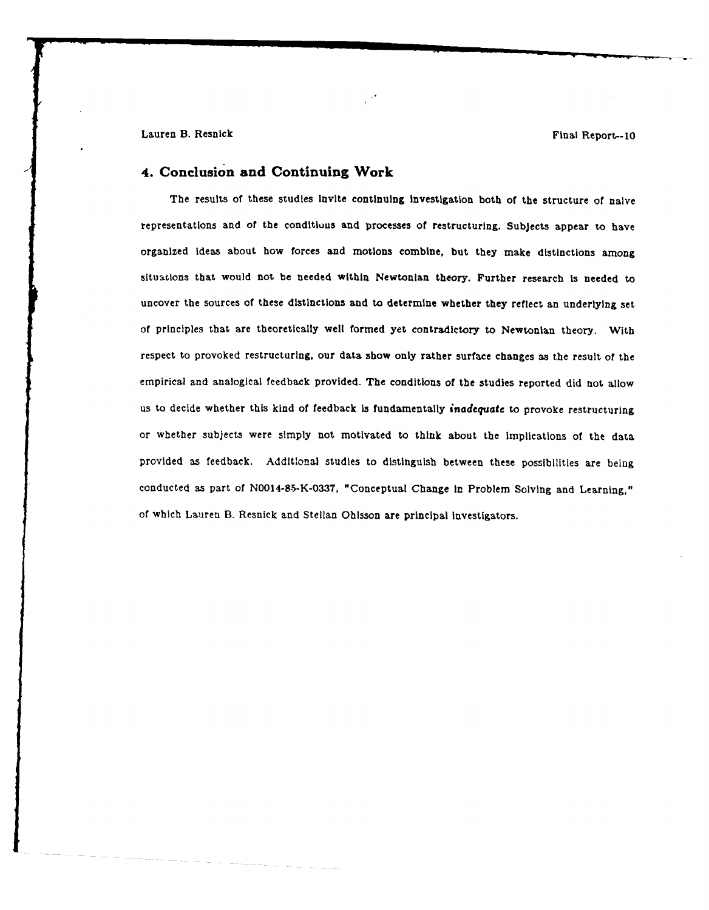## 4. Conclusion and Continuing Work

The results of these studies invite continuing investigation both of the structure of naive representations and of the conditions and processes of restructuring. Subjects appear to have organized ideas about how forces and motions combine, but they make distinctions among situations that would not be needed within Newtonian theory. Further research is needed to uncover the sources of these distinctions and to determine whether they reflect an underlying set of principles that are theoretically well formed yet contradictory to Newtonian theory. With respect to provoked restructuring, our data show only rather surface changes as the result of the empirical and analogical feedback provided. The conditions of the studies reported did not allow us to decide whether this kind of feedback is fundamentally *inadequate* to provoke restructuring or whether subjects were simply not motivated to think about the implications of the data provided as feedback. Additional studies to distinguish between these possibilities are being conducted as part of N0014-85-K-0337, "Conceptual Change in Problem Solving and Learning," of which Lauren B. Resnick and Stellan Ohlsson are principal investigators.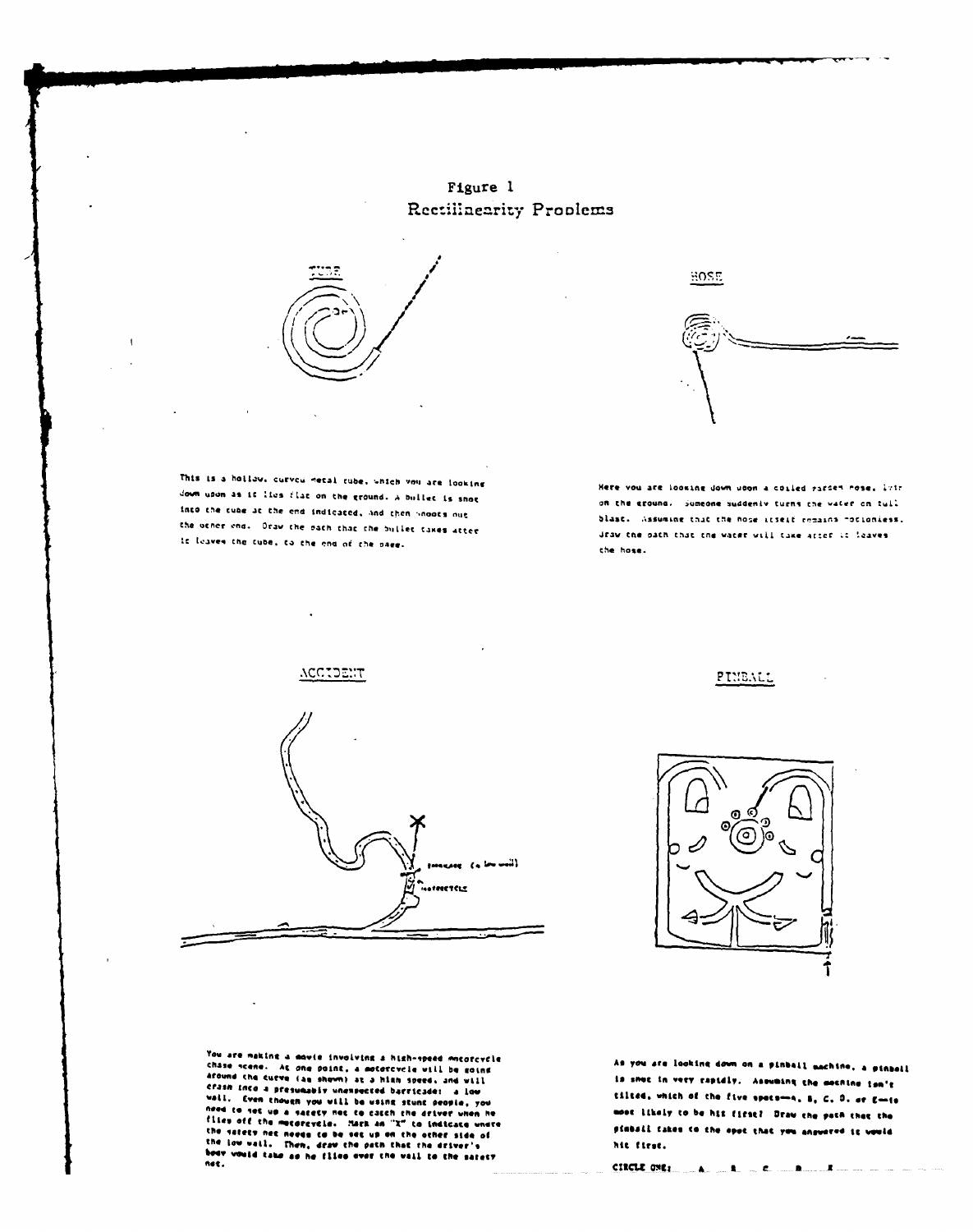# Figure 1

## Rectilinearity Problems

### TUBE

This is a hollow, curved metal tube, which you are looking down upon as it lies flat on the ground. A bullet is shot into the tube at the end indicated, and then shoots out the other end. Draw the path that the bullet takes after it leaves the tube, to the end of the page.

### HOSE

Here you are looking down upon a coiled garden hose, left on the ground. Someone suddenly turns the water on full blast. Assuming that the hose itself remains motionless, draw the path that the water will take after it leaves the hose.

### ACCIDENT

barricade (a low wall)

motorcycle

You are making a movie involving a high-speed motorcycle chase scene. At one point, a motorcycle will be going around the curve (as shown) at a high speed, and will crash into a presumably unexpected barricade: a low wall. Even though you will be using stunt people, you need to set up a safety net to catch the driver when he flies off the motorcycle. Mark an "X" to indicate where the safety net needs to be set up on the other side of the low wall. Then, draw the path that the driver's body would take as he flies over the wall to the safety net.

### PINBALL

As you are looking down on a pinball machine, a pinball is shot in very rapidly. Assuming the machine isn't tilted, which of the five spots—A, B, C, D, or E—is most likely to be hit first? Draw the path that the pinball takes to the spot that you answered it would hit first.

CIRCLE ONE: A B C D E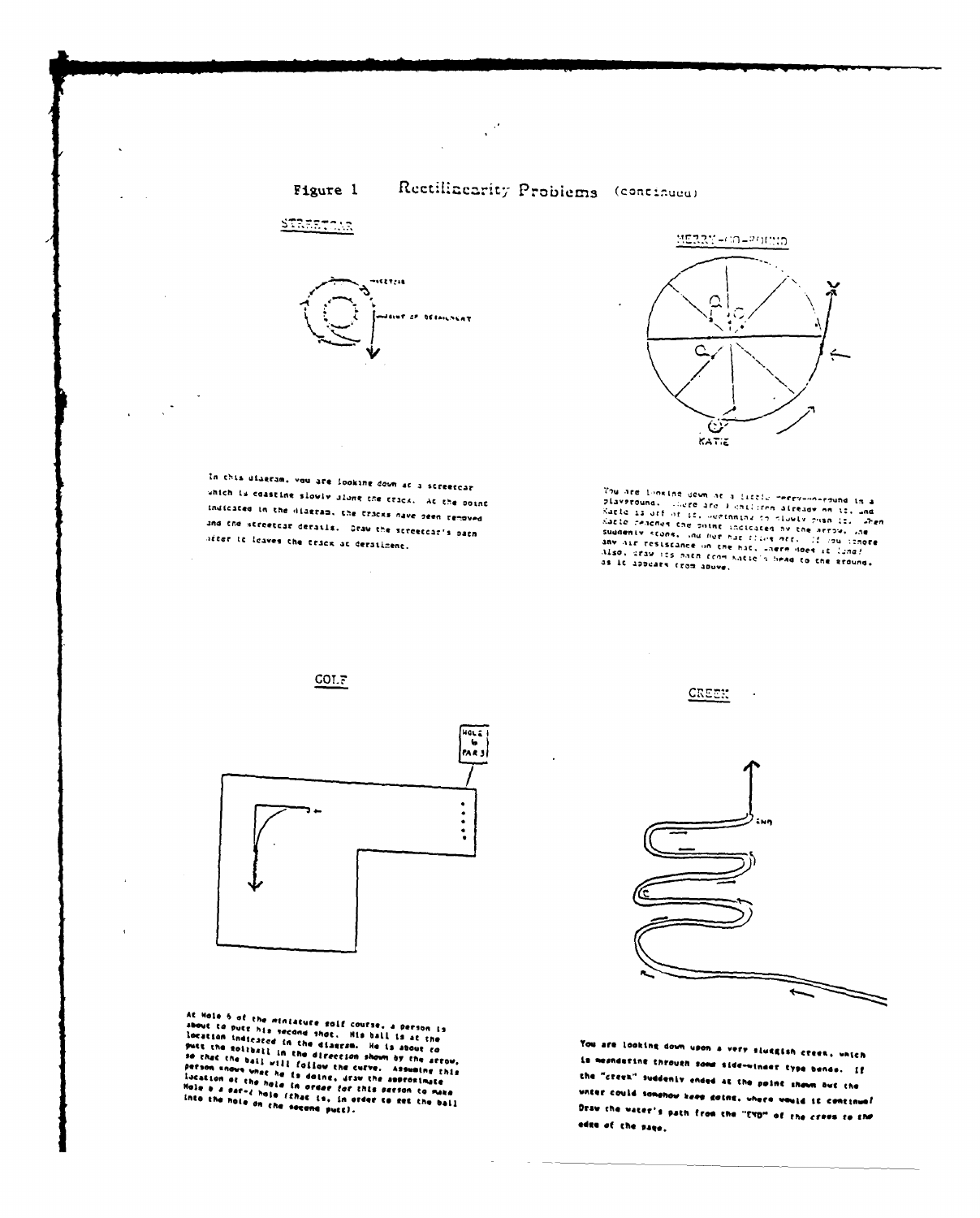Figure 1 Rectilinearity Problems (continued)

## STREETCAR

In this diagram, you are looking down at a streetcar which is coasting slowly along the track. At the point indicated in the diagram, the tracks have been removed and the streetcar derails. Draw the streetcar's path after it leaves the track at derailment.

## MERRY-GO-ROUND

You are looking down at a little merry-go-round in a playground. There are 3 children already on it, and Katie is off of it, beginning to slowly push it. When Katie reaches the point indicated by the arrow, she suddenly stops, and her hat flies off. If you ignore any air resistance on the hat, where does it land? Also, draw its path from Katie's head to the ground, as it appears from above.

## GOLF

At Hole 6 of the miniature golf course, a person is about to putt his second shot. His ball is at the location indicated in the diagram. He is about to putt the golfball in the direction shown by the arrow, so that the ball will follow the curve. Assuming this person knows what he is doing, draw the approximate location of the hole in order for this person to make Hole 6 a par-2 hole (that is, in order to get the ball into the hole on the second putt).

## CREEK

You are looking down upon a very sluggish creek, which is meandering through some side-winder type bends. If the "creek" suddenly ended at the point shown but the water could somehow keep going, where would it continue? Draw the water's path from the "END" of the creek to the edge of the page.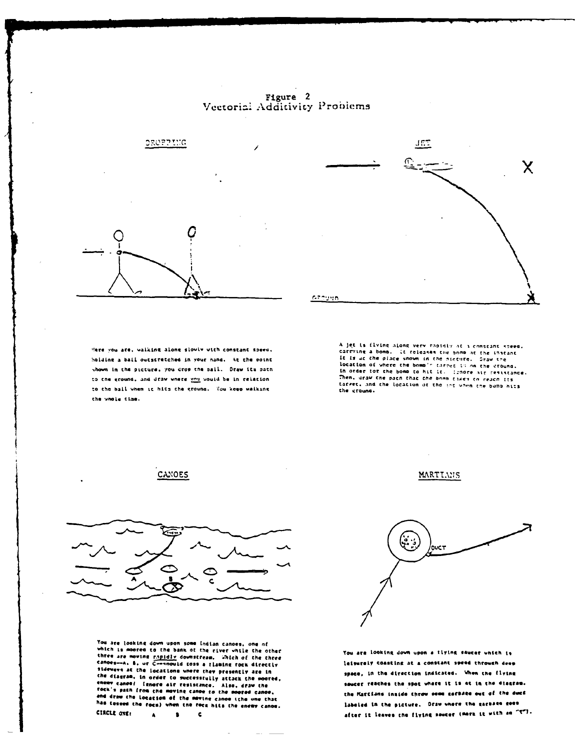# Figure 2
## Vectorial Additivity Problems

### DROPPING

Here you are, walking along slowly with constant speed, holding a ball outstretched in your hand. At the point shown in the picture, you drop the ball. Draw its path to the ground, and draw where you would be in relation to the ball when it hits the ground. You keep walking the whole time.

### JET

A jet is flying along very rapidly at a constant speed, carrying a bomb. It releases the bomb at the instant it is at the place shown in the picture. Draw the location of where the bomb's target is on the ground, in order for the bomb to hit it. Ignore air resistance. Then, draw the path that the bomb takes to reach its target, and the location of the jet when the bomb hits the ground.

### CANOES

You are looking down upon some Indian canoes, one of which is moored to the bank of the river while the other three are moving rapidly downstream. Which of the three canoes—A, B, or C—should toss a flaming rock directly sideways at the locations where they presently are in the diagram, in order to successfully attack the moored, enemy canoe? Ignore air resistance. Also, draw the rock's path from the moving canoe to the moored canoe, and draw the location of the moving canoe (the one that has tossed the rock) when the rock hits the enemy canoe.

CIRCLE ONE: A B C

### MARTIANS

You are looking down upon a flying saucer which is leisurely coasting at a constant speed through deep space, in the direction indicated. When the flying saucer reaches the spot where it is at in the diagram, the Martians inside throw some garbage out of the duct labeled in the picture. Draw where the garbage goes after it leaves the flying saucer (mark it with an "G").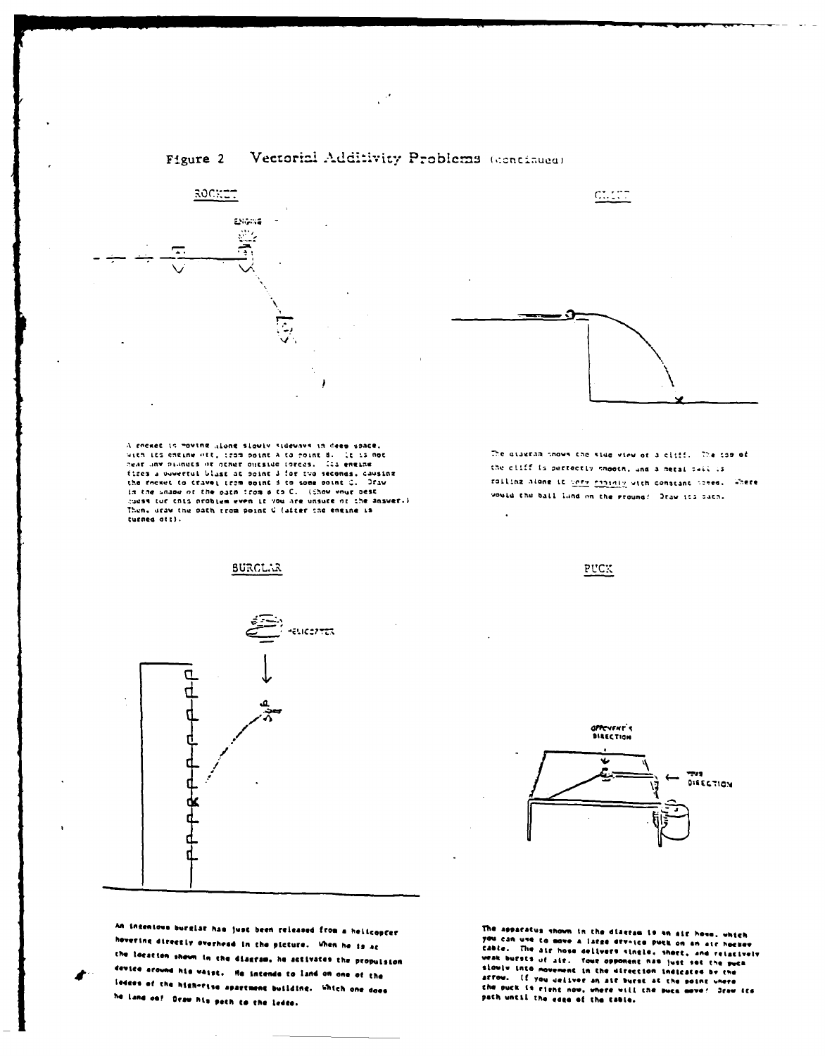## Figure 2 Vectorial Additivity Problems (continued)

### ROCKET

A rocket is moving along slowly sideways in deep space, with its engine off, from point A to point B. It is not near any planets or other outside forces. Its engine fires a powerful blast at point B for two seconds, causing the rocket to travel from point B to some point C. Draw in the shape of the path from B to C. (Show your best guess for this problem even if you are unsure of the answer.) Then, draw the path from point C (after the engine is turned off).

### CLIFF

The diagram shows the side view of a cliff. The top of the cliff is perfectly smooth, and a metal ball is rolling along it very rapidly with constant speed. Where would the ball land on the ground? Draw its path.

### BURGLAR

An ingenious burglar has just been released from a helicopter hovering directly overhead in the picture. When he is at the location shown in the diagram, he activates the propulsion device around his waist. He intends to land on one of the ledges of the high-rise apartment building. Which one does he land on? Draw his path to the ledge.

### PUCK

The apparatus shown in the diagram is an air hose, which you can use to move a large dry-ice puck on an air hockey table. The air hose delivers single, short, and relatively weak bursts of air. Your opponent has just set the puck slowly into movement in the direction indicated by the arrow. If you deliver an air burst at the point where the puck is right now, where will the puck move? Draw its path until the edge of the table.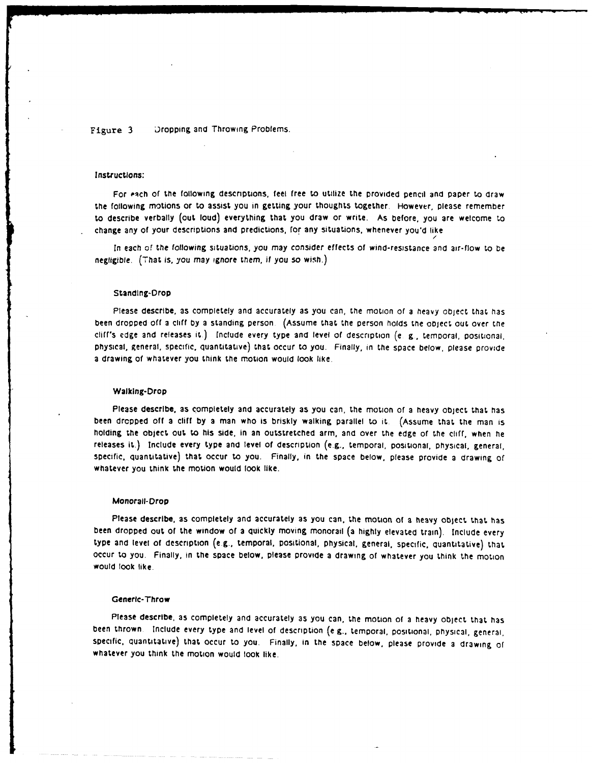Figure 3 Dropping and Throwing Problems.

**Instructions:**

For each of the following descriptions, feel free to utilize the provided pencil and paper to draw the following motions or to assist you in getting your thoughts together. However, please remember to describe verbally (out loud) everything that you draw or write. As before, you are welcome to change any of your descriptions and predictions, for any situations, whenever you'd like.

In each of the following situations, you may consider effects of wind-resistance and air-flow to be negligible. (That is, you may ignore them, if you so wish.)

**Standing-Drop**

Please describe, as completely and accurately as you can, the motion of a heavy object that has been dropped off a cliff by a standing person. (Assume that the person holds the object out over the cliff's edge and releases it.) Include every type and level of description (e. g., temporal, positional, physical, general, specific, quantitative) that occur to you. Finally, in the space below, please provide a drawing of whatever you think the motion would look like.

**Walking-Drop**

Please describe, as completely and accurately as you can, the motion of a heavy object that has been dropped off a cliff by a man who is briskly walking parallel to it. (Assume that the man is holding the object out to his side, in an outstretched arm, and over the edge of the cliff, when he releases it.) Include every type and level of description (e.g., temporal, positional, physical, general, specific, quantitative) that occur to you. Finally, in the space below, please provide a drawing of whatever you think the motion would look like.

**Monorail-Drop**

Please describe, as completely and accurately as you can, the motion of a heavy object that has been dropped out of the window of a quickly moving monorail (a highly elevated train). Include every type and level of description (e.g., temporal, positional, physical, general, specific, quantitative) that occur to you. Finally, in the space below, please provide a drawing of whatever you think the motion would look like.

**Generic-Throw**

Please describe, as completely and accurately as you can, the motion of a heavy object that has been thrown. Include every type and level of description (e.g., temporal, positional, physical, general, specific, quantitative) that occur to you. Finally, in the space below, please provide a drawing of whatever you think the motion would look like.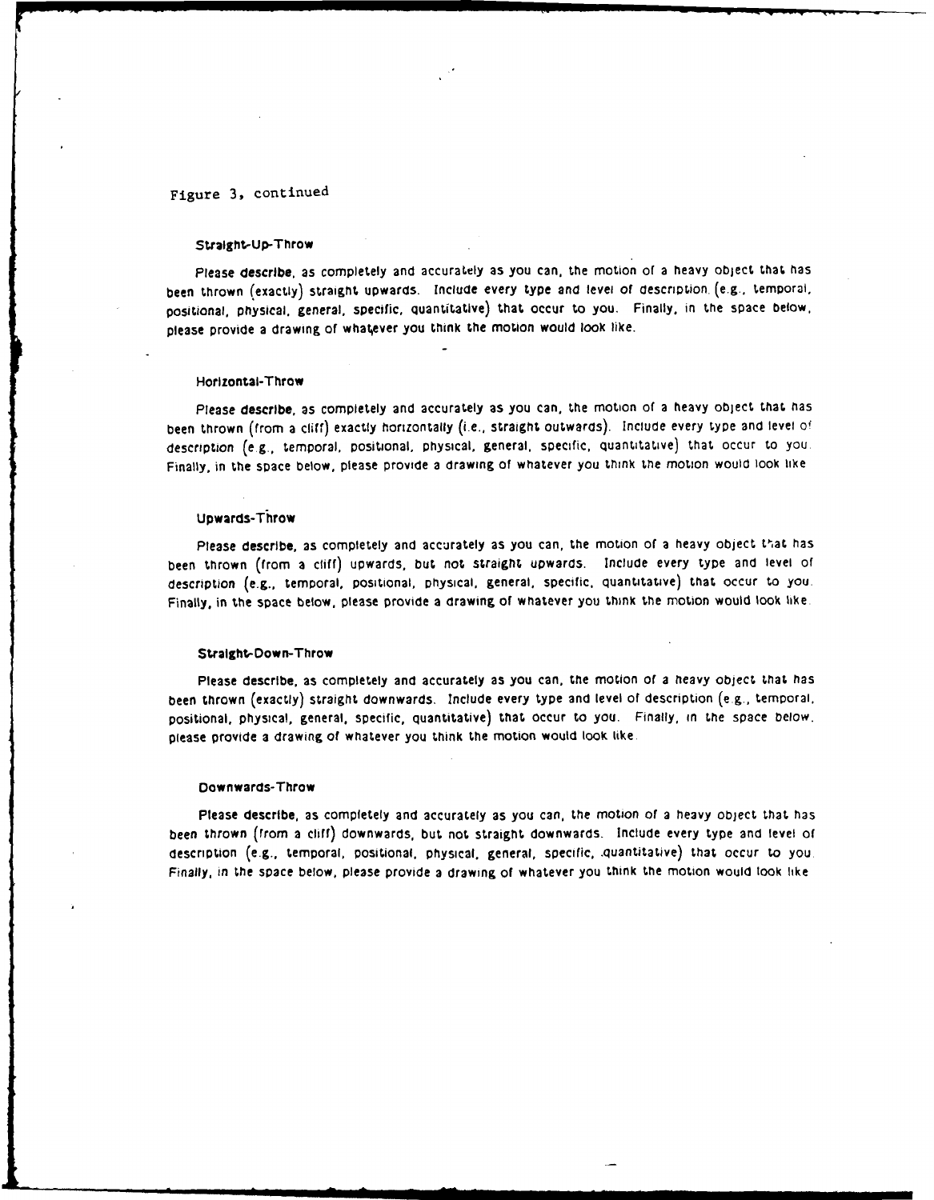Figure 3, continued

### Straight-Up-Throw

Please **describe**, as completely and accurately as you can, the motion of a heavy object that has been thrown (exactly) straight upwards. Include every type and level of description (e.g., temporal, positional, physical, general, specific, quantitative) that occur to you. Finally, in the space below, please provide a drawing of whatever you think the motion would look like.

### Horizontal-Throw

Please **describe**, as completely and accurately as you can, the motion of a heavy object that has been thrown (from a cliff) exactly horizontally (i.e., straight outwards). Include every type and level of description (e.g., temporal, positional, physical, general, specific, quantitative) that occur to you. Finally, in the space below, please provide a drawing of whatever you think the motion would look like.

### Upwards-Throw

Please **describe**, as completely and accurately as you can, the motion of a heavy object that has been thrown (from a cliff) upwards, but not straight upwards. Include every type and level of description (e.g., temporal, positional, physical, general, specific, quantitative) that occur to you. Finally, in the space below, please provide a drawing of whatever you think the motion would look like.

### Straight-Down-Throw

Please describe, as completely and accurately as you can, the motion of a heavy object that has been thrown (exactly) straight downwards. Include every type and level of description (e.g., temporal, positional, physical, general, specific, quantitative) that occur to you. Finally, in the space below, please provide a drawing of whatever you think the motion would look like.

### Downwards-Throw

Please **describe**, as completely and accurately as you can, the motion of a heavy object that has been thrown (from a cliff) downwards, but not straight downwards. Include every type and level of description (e.g., temporal, positional, physical, general, specific, quantitative) that occur to you. Finally, in the space below, please provide a drawing of whatever you think the motion would look like.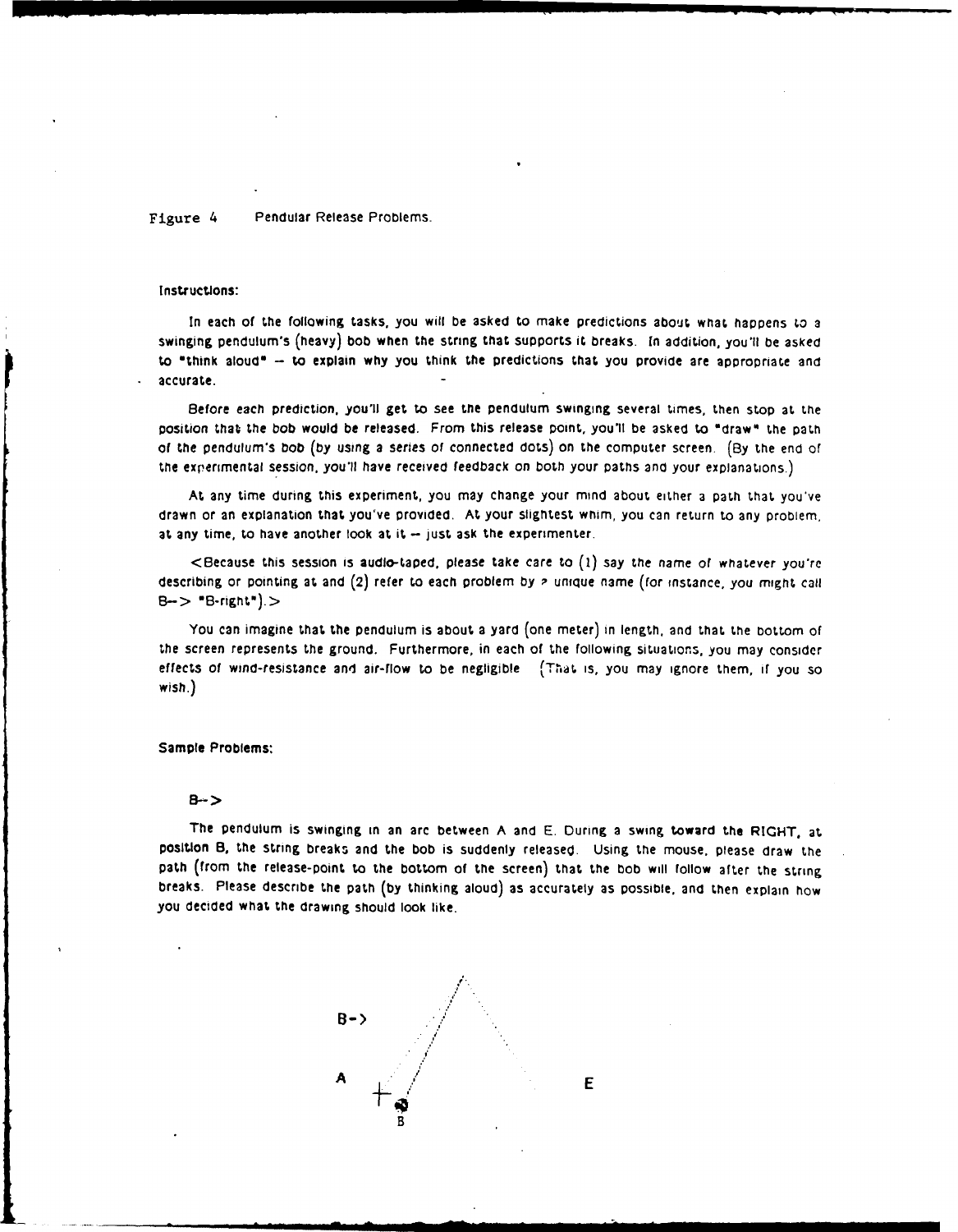Figure 4 Pendular Release Problems.

**Instructions:**

In each of the following tasks, you will be asked to make predictions about what happens to a swinging pendulum's (heavy) bob when the string that supports it breaks. In addition, you'll be asked to "think aloud" -- to explain why you think the predictions that you provide are appropriate and accurate.

Before each prediction, you'll get to see the pendulum swinging several times, then stop at the position that the bob would be released. From this release point, you'll be asked to "draw" the path of the pendulum's bob (by using a series of connected dots) on the computer screen. (By the end of the experimental session, you'll have received feedback on both your paths and your explanations.)

At any time during this experiment, you may change your mind about either a path that you've drawn or an explanation that you've provided. At your slightest whim, you can return to any problem, at any time, to have another look at it -- just ask the experimenter.

<Because this session is audio-taped, please take care to (1) say the name of whatever you're describing or pointing at and (2) refer to each problem by a unique name (for instance, you might call B--> "B-right").>

You can imagine that the pendulum is about a yard (one meter) in length, and that the bottom of the screen represents the ground. Furthermore, in each of the following situations, you may consider effects of wind-resistance and air-flow to be negligible. (That is, you may ignore them, if you so wish.)

**Sample Problems:**

B-->

The pendulum is swinging in an arc between A and E. During a swing toward the RIGHT, at position B, the string breaks and the bob is suddenly released. Using the mouse, please draw the path (from the release-point to the bottom of the screen) that the bob will follow after the string breaks. Please describe the path (by thinking aloud) as accurately as possible, and then explain how you decided what the drawing should look like.

B->

A E

B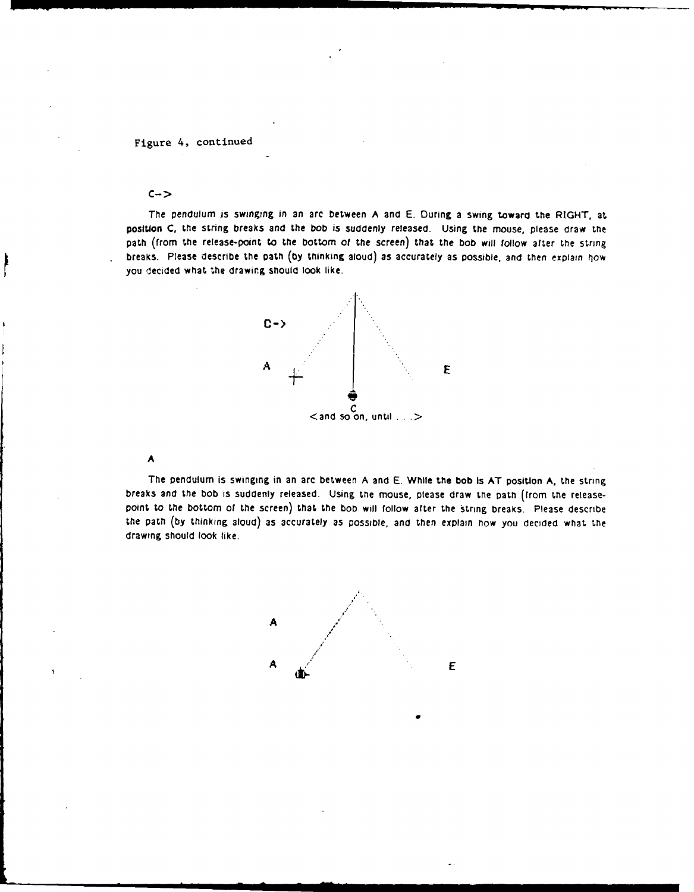Figure 4, continued

C->

The pendulum is swinging in an arc between A and E. During a swing toward the RIGHT, at position C, the string breaks and the bob is suddenly released. Using the mouse, please draw the path (from the release-point to the bottom of the screen) that the bob will follow after the string breaks. Please describe the path (by thinking aloud) as accurately as possible, and then explain how you decided what the drawing should look like.

C->

A E

C

<and so on, until . . .>

A

The pendulum is swinging in an arc between A and E. While the bob is AT position A, the string breaks and the bob is suddenly released. Using the mouse, please draw the path (from the release-point to the bottom of the screen) that the bob will follow after the string breaks. Please describe the path (by thinking aloud) as accurately as possible, and then explain how you decided what the drawing should look like.

A

A E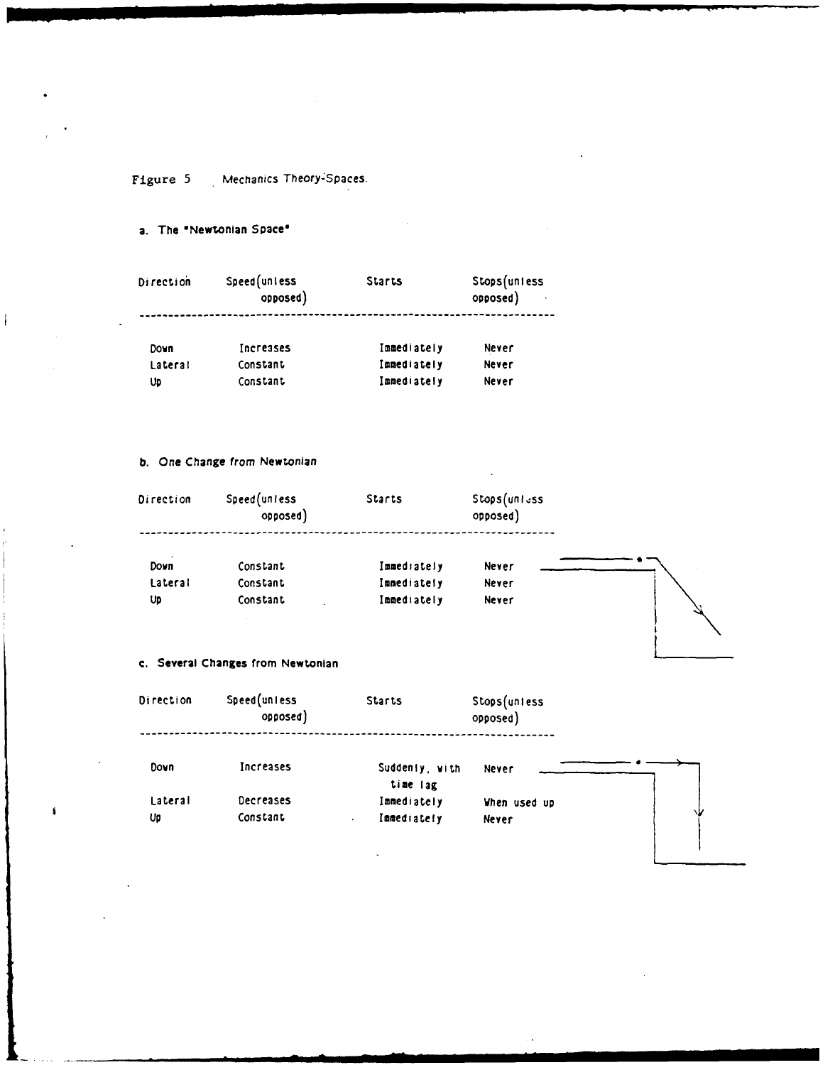Figure 5 Mechanics Theory-Spaces.

a. The "Newtonian Space"

| Direction | Speed (unless opposed) | Starts | Stops (unless opposed) |
|---|---|---|---|
| Down | Increases | Immediately | Never |
| Lateral | Constant | Immediately | Never |
| Up | Constant | Immediately | Never |

b. One Change from Newtonian

| Direction | Speed (unless opposed) | Starts | Stops (unless opposed) |
|---|---|---|---|
| Down | Constant | Immediately | Never |
| Lateral | Constant | Immediately | Never |
| Up | Constant | Immediately | Never |

c. Several Changes from Newtonian

| Direction | Speed (unless opposed) | Starts | Stops (unless opposed) |
|---|---|---|---|
| Down | Increases | Suddenly, with time lag | Never |
| Lateral | Decreases | Immediately | When used up |
| Up | Constant | Immediately | Never |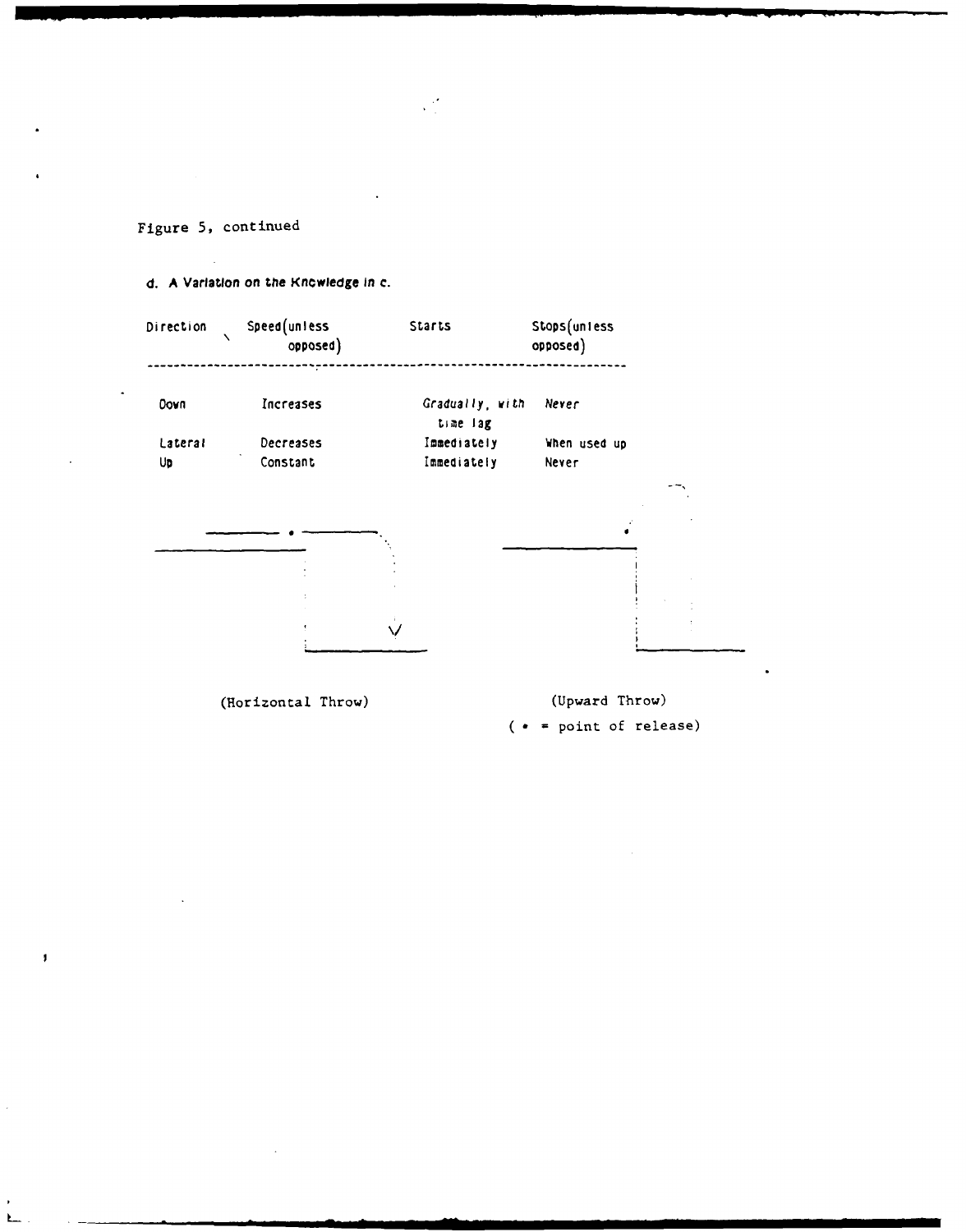Figure 5, continued

d. A Variation on the Knowledge in c.

| Direction | Speed (unless opposed) | Starts | Stops (unless opposed) |
|---|---|---|---|
| Down | Increases | *Gradually, with time lag* | *Never* |
| Lateral | Decreases | Immediately | When used up |
| Up | Constant | Immediately | Never |

(Horizontal Throw)

(Upward Throw)

( • = point of release)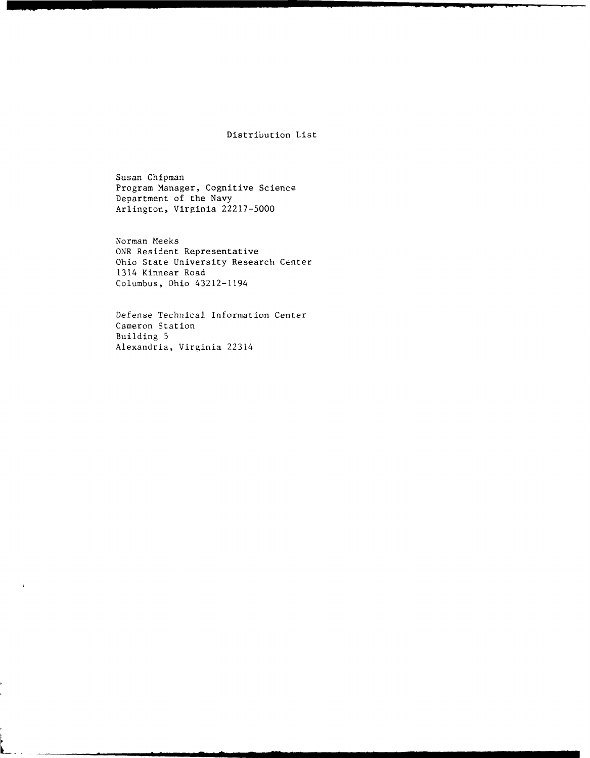# Distribution List

Susan Chipman
Program Manager, Cognitive Science
Department of the Navy
Arlington, Virginia 22217-5000

Norman Meeks
ONR Resident Representative
Ohio State University Research Center
1314 Kinnear Road
Columbus, Ohio 43212-1194

Defense Technical Information Center
Cameron Station
Building 5
Alexandria, Virginia 22314